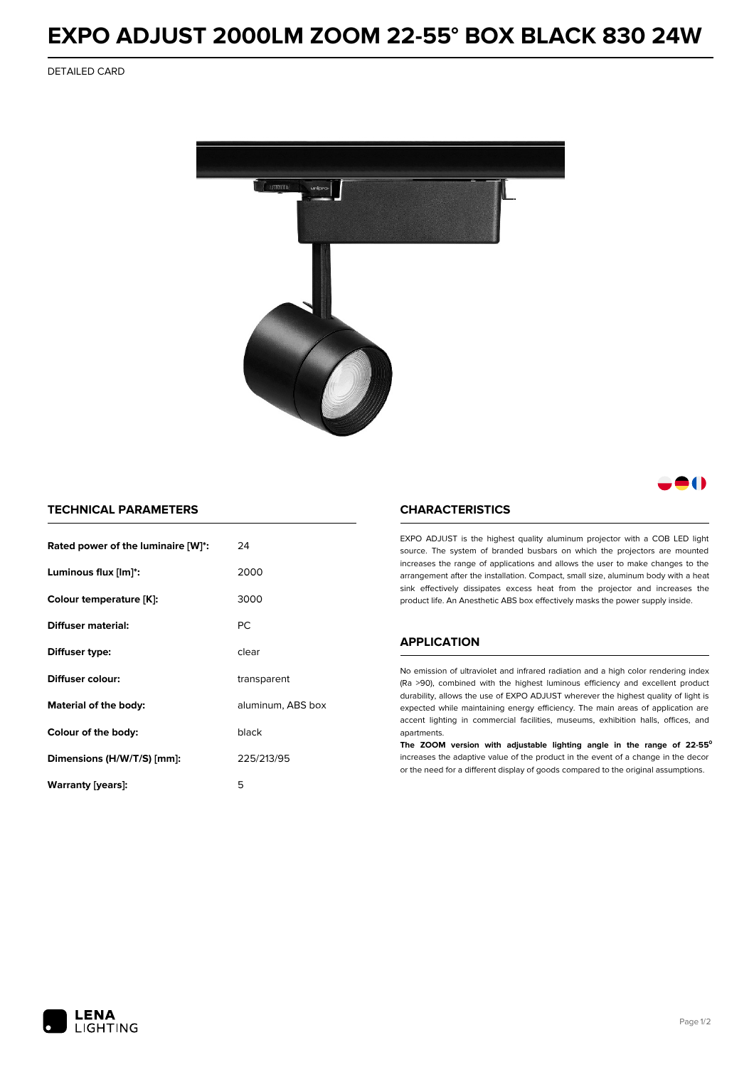# EXPO ADJUST 2000LM ZOOM 22-55° BOX BLACK 830 24W

DETAILED CARD

## TECHNICAL PARAMETERS

| | |
|---|---|
| **Rated power of the luminaire [W]*:** | 24 |
| **Luminous flux [lm]*:** | 2000 |
| **Colour temperature [K]:** | 3000 |
| **Diffuser material:** | PC |
| **Diffuser type:** | clear |
| **Diffuser colour:** | transparent |
| **Material of the body:** | aluminum, ABS box |
| **Colour of the body:** | black |
| **Dimensions (H/W/T/S) [mm]:** | 225/213/95 |
| **Warranty [years]:** | 5 |

## CHARACTERISTICS

EXPO ADJUST is the highest quality aluminum projector with a COB LED light source. The system of branded busbars on which the projectors are mounted increases the range of applications and allows the user to make changes to the arrangement after the installation. Compact, small size, aluminum body with a heat sink effectively dissipates excess heat from the projector and increases the product life. An Anesthetic ABS box effectively masks the power supply inside.

## APPLICATION

No emission of ultraviolet and infrared radiation and a high color rendering index (Ra >90), combined with the highest luminous efficiency and excellent product durability, allows the use of EXPO ADJUST wherever the highest quality of light is expected while maintaining energy efficiency. The main areas of application are accent lighting in commercial facilities, museums, exhibition halls, offices, and apartments.

**The ZOOM version with adjustable lighting angle in the range of 22-55°** increases the adaptive value of the product in the event of a change in the decor or the need for a different display of goods compared to the original assumptions.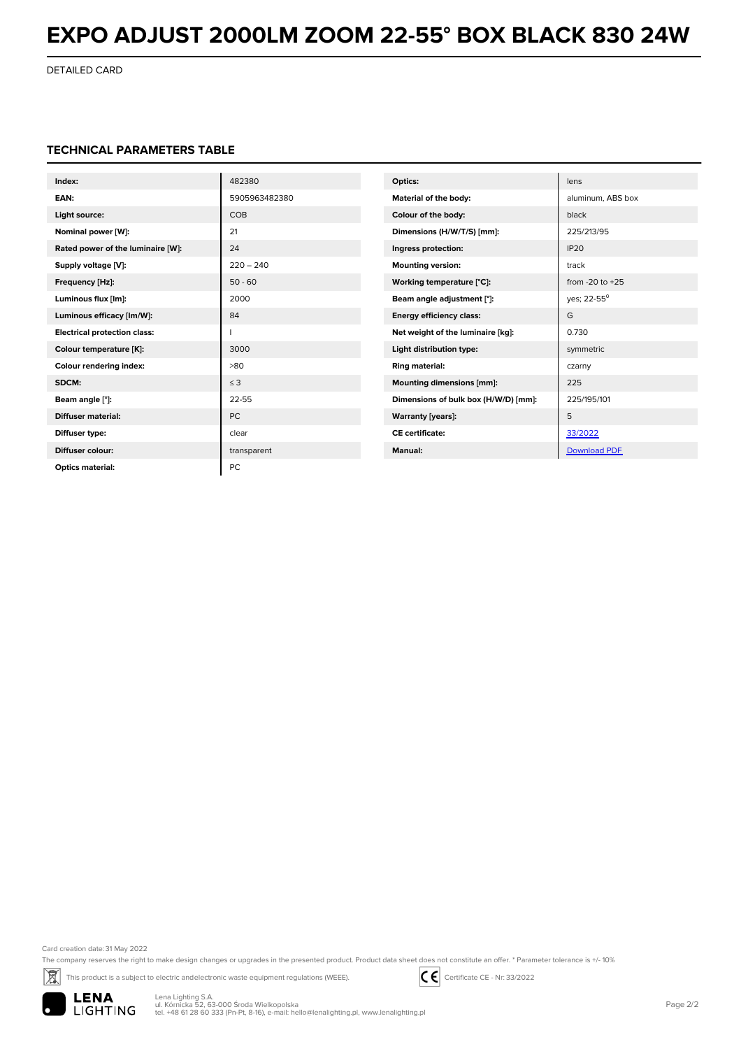# EXPO ADJUST 2000LM ZOOM 22-55° BOX BLACK 830 24W

DETAILED CARD

### TECHNICAL PARAMETERS TABLE

| | |
|---|---|
| **Index:** | 482380 |
| **EAN:** | 5905963482380 |
| **Light source:** | COB |
| **Nominal power [W]:** | 21 |
| **Rated power of the luminaire [W]:** | 24 |
| **Supply voltage [V]:** | 220 – 240 |
| **Frequency [Hz]:** | 50 - 60 |
| **Luminous flux [lm]:** | 2000 |
| **Luminous efficacy [lm/W]:** | 84 |
| **Electrical protection class:** | I |
| **Colour temperature [K]:** | 3000 |
| **Colour rendering index:** | >80 |
| **SDCM:** | ≤ 3 |
| **Beam angle [°]:** | 22-55 |
| **Diffuser material:** | PC |
| **Diffuser type:** | clear |
| **Diffuser colour:** | transparent |
| **Optics material:** | PC |

| | |
|---|---|
| **Optics:** | lens |
| **Material of the body:** | aluminum, ABS box |
| **Colour of the body:** | black |
| **Dimensions (H/W/T/S) [mm]:** | 225/213/95 |
| **Ingress protection:** | IP20 |
| **Mounting version:** | track |
| **Working temperature [°C]:** | from -20 to +25 |
| **Beam angle adjustment [°]:** | yes; 22-55° |
| **Energy efficiency class:** | G |
| **Net weight of the luminaire [kg]:** | 0.730 |
| **Light distribution type:** | symmetric |
| **Ring material:** | czarny |
| **Mounting dimensions [mm]:** | 225 |
| **Dimensions of bulk box (H/W/D) [mm]:** | 225/195/101 |
| **Warranty [years]:** | 5 |
| **CE certificate:** | 33/2022 |
| **Manual:** | Download PDF |

Card creation date: 31 May 2022

The company reserves the right to make design changes or upgrades in the presented product. Product data sheet does not constitute an offer. * Parameter tolerance is +/- 10%

This product is a subject to electric andelectronic waste equipment regulations (WEEE).

Certificate CE - Nr: 33/2022

Lena Lighting S.A.
ul. Kórnicka 52, 63-000 Środa Wielkopolska
tel. +48 61 28 60 333 (Pn-Pt, 8-16), e-mail: hello@lenalighting.pl, www.lenalighting.pl